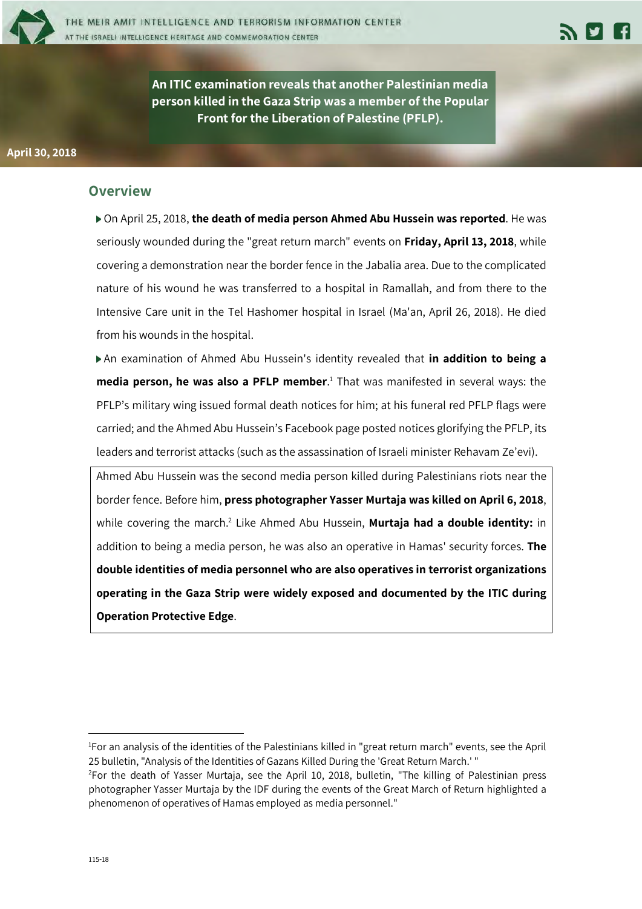**An ITIC examination reveals that another Palestinian media person killed in the Gaza Strip was a member of the Popular Front for the Liberation of Palestine (PFLP).**

**April 30, 2018**

## Overview

- On April 25, 2018, **the death of media person Ahmed Abu Hussein was reported**. He was seriously wounded during the "great return march" events on **Friday, April 13, 2018**, while covering a demonstration near the border fence in the Jabalia area. Due to the complicated nature of his wound he was transferred to a hospital in Ramallah, and from there to the Intensive Care unit in the Tel Hashomer hospital in Israel (Ma'an, April 26, 2018). He died from his wounds in the hospital.
- An examination of Ahmed Abu Hussein's identity revealed that **in addition to being a media person, he was also a PFLP member**.[1] That was manifested in several ways: the PFLP's military wing issued formal death notices for him; at his funeral red PFLP flags were carried; and the Ahmed Abu Hussein's Facebook page posted notices glorifying the PFLP, its leaders and terrorist attacks (such as the assassination of Israeli minister Rehavam Ze'evi).

> Ahmed Abu Hussein was the second media person killed during Palestinians riots near the border fence. Before him, **press photographer Yasser Murtaja was killed on April 6, 2018**, while covering the march.[2] Like Ahmed Abu Hussein, **Murtaja had a double identity:** in addition to being a media person, he was also an operative in Hamas' security forces. **The double identities of media personnel who are also operatives in terrorist organizations operating in the Gaza Strip were widely exposed and documented by the ITIC during Operation Protective Edge**.

---

[1] For an analysis of the identities of the Palestinians killed in "great return march" events, see the April 25 bulletin, "Analysis of the Identities of Gazans Killed During the 'Great Return March.' "

[2] For the death of Yasser Murtaja, see the April 10, 2018, bulletin, "The killing of Palestinian press photographer Yasser Murtaja by the IDF during the events of the Great March of Return highlighted a phenomenon of operatives of Hamas employed as media personnel."

115-18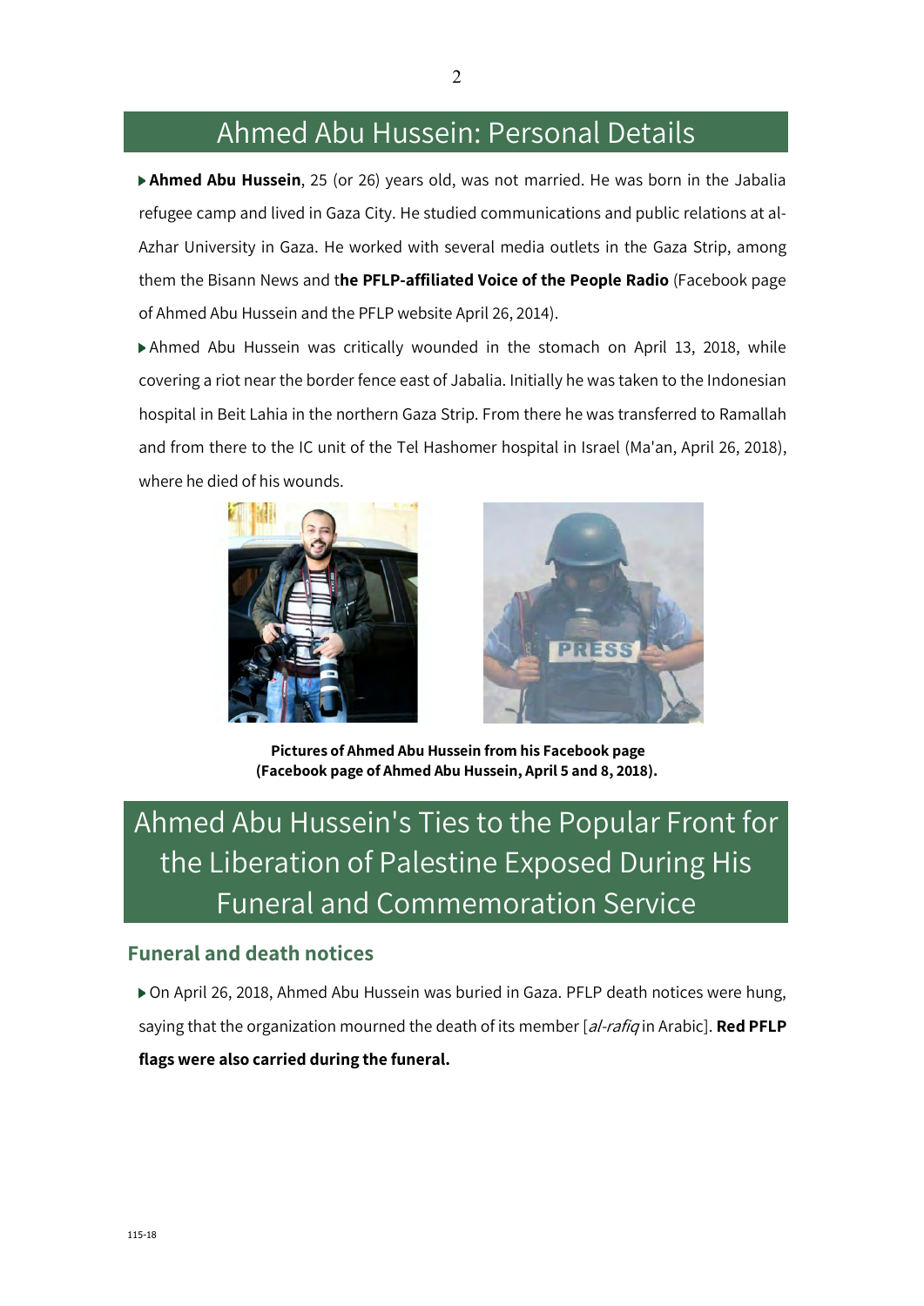## Ahmed Abu Hussein: Personal Details

- **Ahmed Abu Hussein**, 25 (or 26) years old, was not married. He was born in the Jabalia refugee camp and lived in Gaza City. He studied communications and public relations at al-Azhar University in Gaza. He worked with several media outlets in the Gaza Strip, among them the Bisann News and t**he PFLP-affiliated Voice of the People Radio** (Facebook page of Ahmed Abu Hussein and the PFLP website April 26, 2014).

- Ahmed Abu Hussein was critically wounded in the stomach on April 13, 2018, while covering a riot near the border fence east of Jabalia. Initially he was taken to the Indonesian hospital in Beit Lahia in the northern Gaza Strip. From there he was transferred to Ramallah and from there to the IC unit of the Tel Hashomer hospital in Israel (Ma'an, April 26, 2018), where he died of his wounds.

**Pictures of Ahmed Abu Hussein from his Facebook page (Facebook page of Ahmed Abu Hussein, April 5 and 8, 2018).**

## Ahmed Abu Hussein's Ties to the Popular Front for the Liberation of Palestine Exposed During His Funeral and Commemoration Service

### Funeral and death notices

- On April 26, 2018, Ahmed Abu Hussein was buried in Gaza. PFLP death notices were hung, saying that the organization mourned the death of its member [*al-rafiq* in Arabic]. **Red PFLP flags were also carried during the funeral.**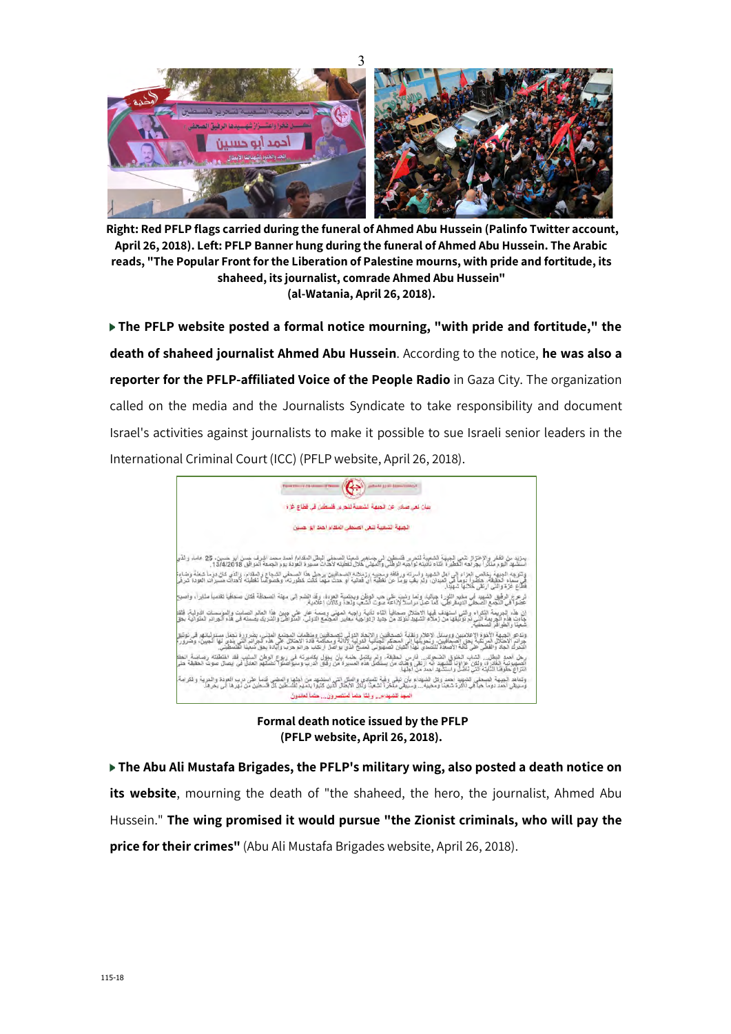Right: Red PFLP flags carried during the funeral of Ahmed Abu Hussein (Palinfo Twitter account, April 26, 2018). Left: PFLP Banner hung during the funeral of Ahmed Abu Hussein. The Arabic reads, "The Popular Front for the Liberation of Palestine mourns, with pride and fortitude, its shaheed, its journalist, comrade Ahmed Abu Hussein" (al-Watania, April 26, 2018).

- **The PFLP website posted a formal notice mourning, "with pride and fortitude," the death of shaheed journalist Ahmed Abu Hussein**. According to the notice, **he was also a reporter for the PFLP-affiliated Voice of the People Radio** in Gaza City. The organization called on the media and the Journalists Syndicate to take responsibility and document Israel's activities against journalists to make it possible to sue Israeli senior leaders in the International Criminal Court (ICC) (PFLP website, April 26, 2018).

**Formal death notice issued by the PFLP (PFLP website, April 26, 2018).**

- **The Abu Ali Mustafa Brigades, the PFLP's military wing, also posted a death notice on its website**, mourning the death of "the shaheed, the hero, the journalist, Ahmed Abu Hussein." **The wing promised it would pursue "the Zionist criminals, who will pay the price for their crimes"** (Abu Ali Mustafa Brigades website, April 26, 2018).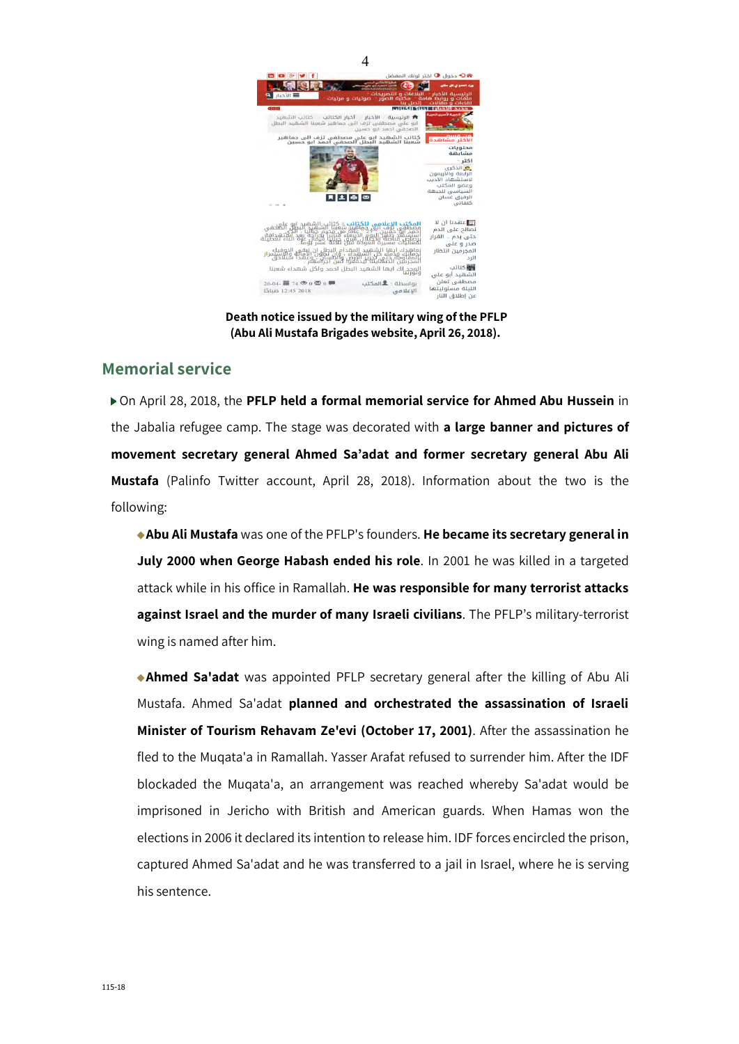Death notice issued by the military wing of the PFLP (Abu Ali Mustafa Brigades website, April 26, 2018).

## Memorial service

- On April 28, 2018, the **PFLP held a formal memorial service for Ahmed Abu Hussein** in the Jabalia refugee camp. The stage was decorated with **a large banner and pictures of movement secretary general Ahmed Sa'adat and former secretary general Abu Ali Mustafa** (Palinfo Twitter account, April 28, 2018). Information about the two is the following:
  - **Abu Ali Mustafa** was one of the PFLP's founders. **He became its secretary general in July 2000 when George Habash ended his role**. In 2001 he was killed in a targeted attack while in his office in Ramallah. **He was responsible for many terrorist attacks against Israel and the murder of many Israeli civilians**. The PFLP's military-terrorist wing is named after him.
  - **Ahmed Sa'adat** was appointed PFLP secretary general after the killing of Abu Ali Mustafa. Ahmed Sa'adat **planned and orchestrated the assassination of Israeli Minister of Tourism Rehavam Ze'evi (October 17, 2001)**. After the assassination he fled to the Muqata'a in Ramallah. Yasser Arafat refused to surrender him. After the IDF blockaded the Muqata'a, an arrangement was reached whereby Sa'adat would be imprisoned in Jericho with British and American guards. When Hamas won the elections in 2006 it declared its intention to release him. IDF forces encircled the prison, captured Ahmed Sa'adat and he was transferred to a jail in Israel, where he is serving his sentence.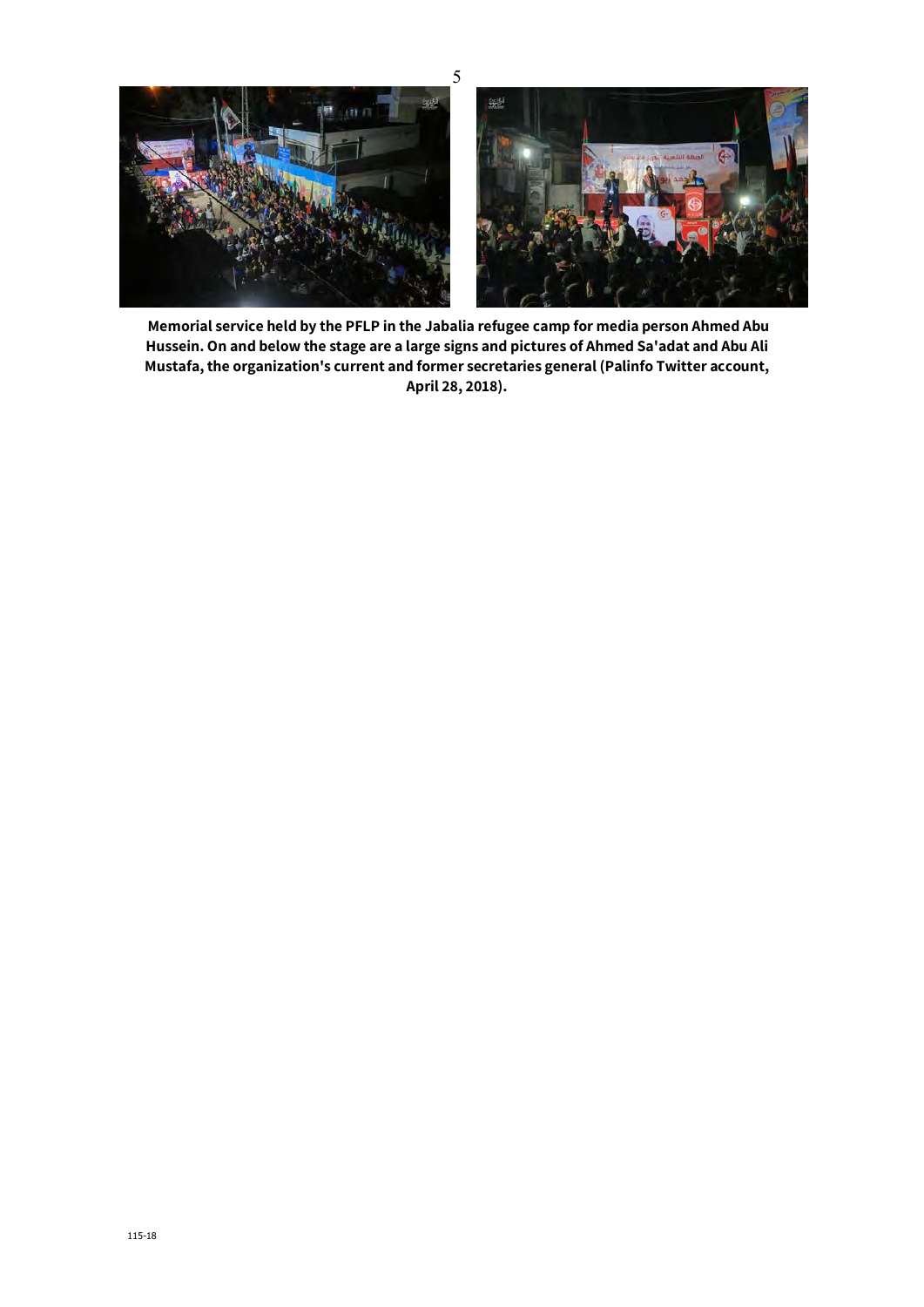**Memorial service held by the PFLP in the Jabalia refugee camp for media person Ahmed Abu Hussein. On and below the stage are a large signs and pictures of Ahmed Sa'adat and Abu Ali Mustafa, the organization's current and former secretaries general (Palinfo Twitter account, April 28, 2018).**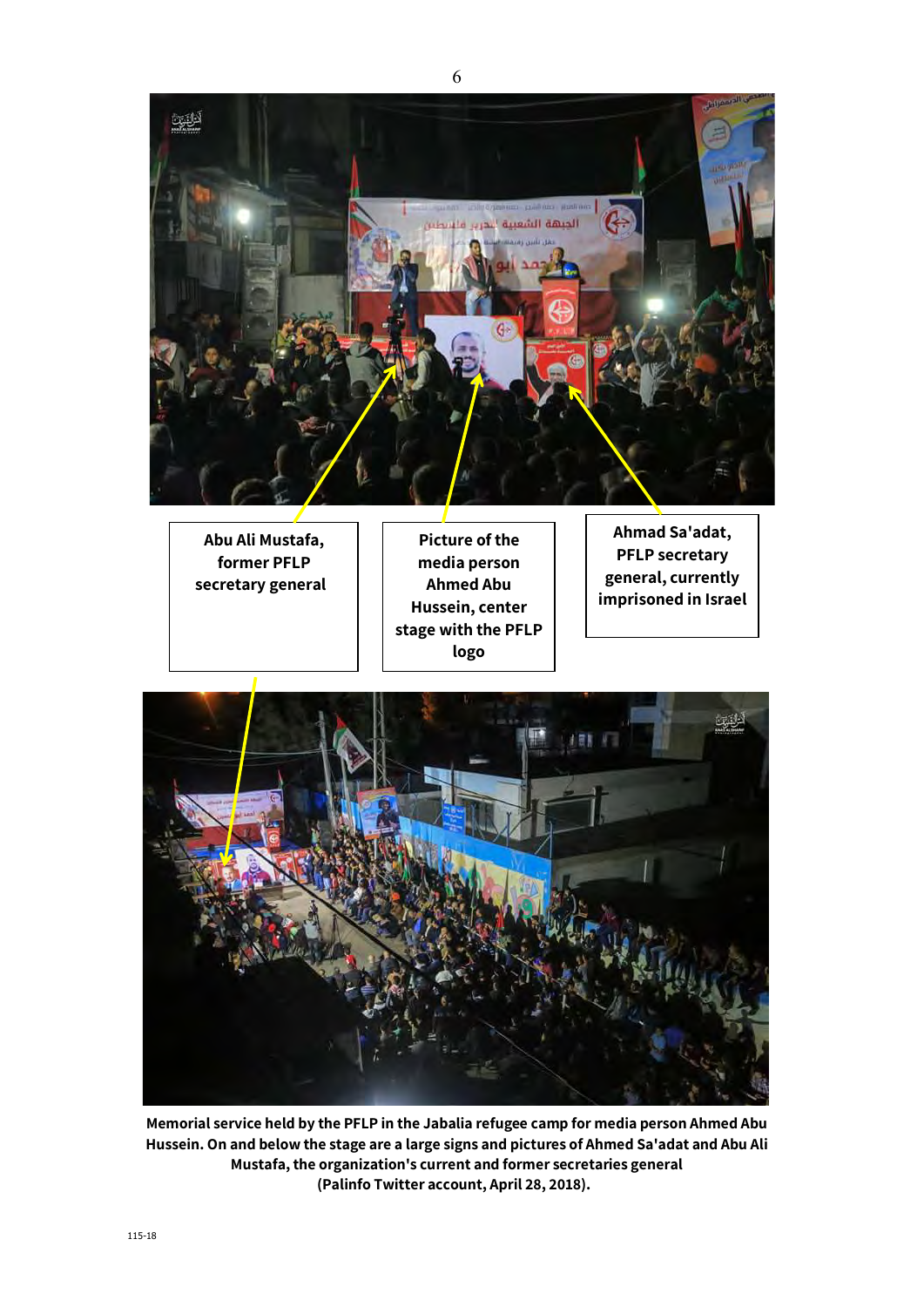Abu Ali Mustafa, former PFLP secretary general

Picture of the media person Ahmed Abu Hussein, center stage with the PFLP logo

Ahmad Sa'adat, PFLP secretary general, currently imprisoned in Israel

**Memorial service held by the PFLP in the Jabalia refugee camp for media person Ahmed Abu Hussein. On and below the stage are a large signs and pictures of Ahmed Sa'adat and Abu Ali Mustafa, the organization's current and former secretaries general (Palinfo Twitter account, April 28, 2018).**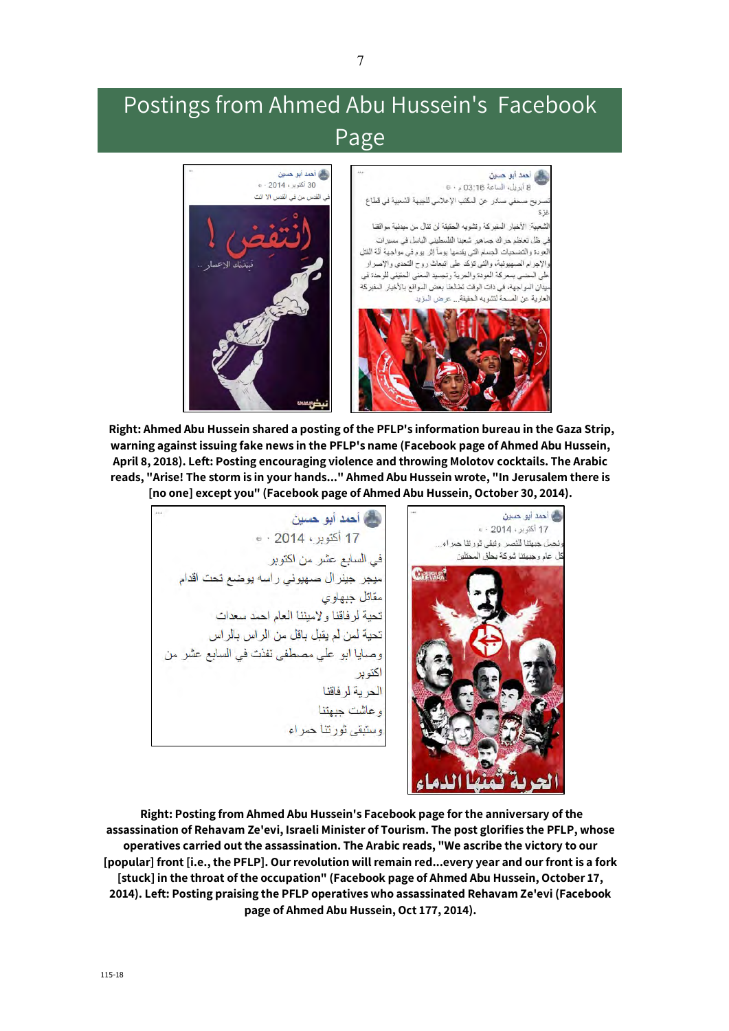# Postings from Ahmed Abu Hussein's Facebook Page

**Right: Ahmed Abu Hussein shared a posting of the PFLP's information bureau in the Gaza Strip, warning against issuing fake news in the PFLP's name (Facebook page of Ahmed Abu Hussein, April 8, 2018). Left: Posting encouraging violence and throwing Molotov cocktails. The Arabic reads, "Arise! The storm is in your hands..." Ahmed Abu Hussein wrote, "In Jerusalem there is [no one] except you" (Facebook page of Ahmed Abu Hussein, October 30, 2014).**

**Right: Posting from Ahmed Abu Hussein's Facebook page for the anniversary of the assassination of Rehavam Ze'evi, Israeli Minister of Tourism. The post glorifies the PFLP, whose operatives carried out the assassination. The Arabic reads, "We ascribe the victory to our [popular] front [i.e., the PFLP]. Our revolution will remain red...every year and our front is a fork [stuck] in the throat of the occupation" (Facebook page of Ahmed Abu Hussein, October 17, 2014). Left: Posting praising the PFLP operatives who assassinated Rehavam Ze'evi (Facebook page of Ahmed Abu Hussein, Oct 177, 2014).**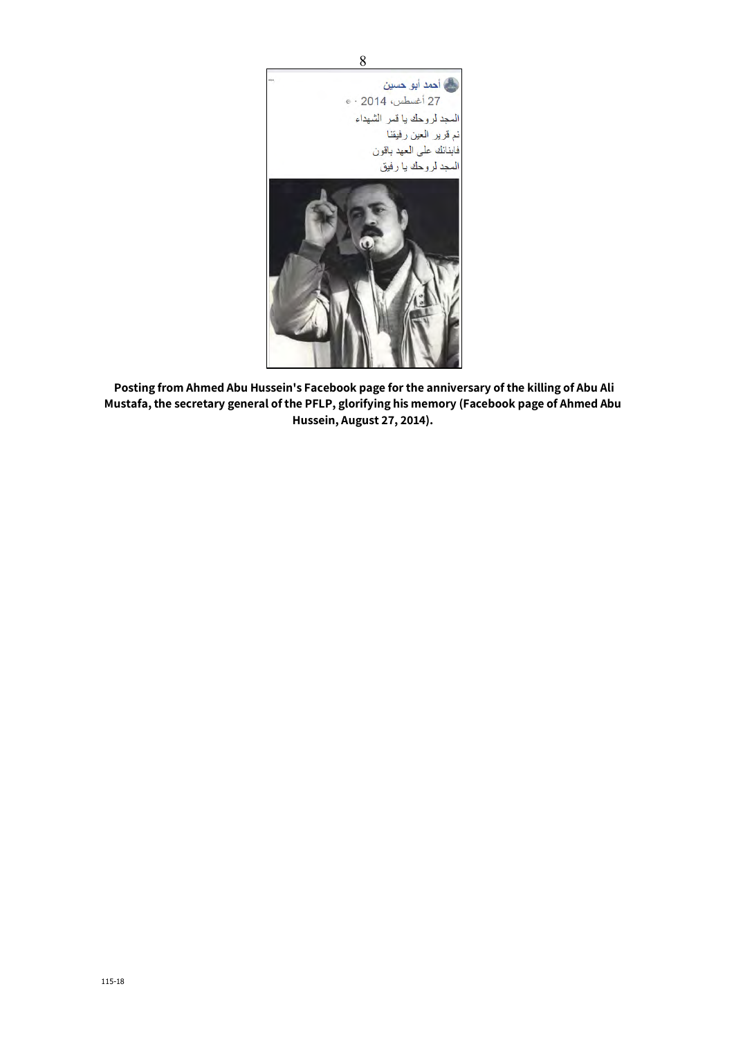أحمد أبو حسين

27 أغسطس، 2014 ·

المجد لروحك يا قمر الشهداء
نم قرير العين رفيقنا
فابنائك على العهد باقون
المجد لروحك يا رفيق

**Posting from Ahmed Abu Hussein's Facebook page for the anniversary of the killing of Abu Ali Mustafa, the secretary general of the PFLP, glorifying his memory (Facebook page of Ahmed Abu Hussein, August 27, 2014).**

115-18